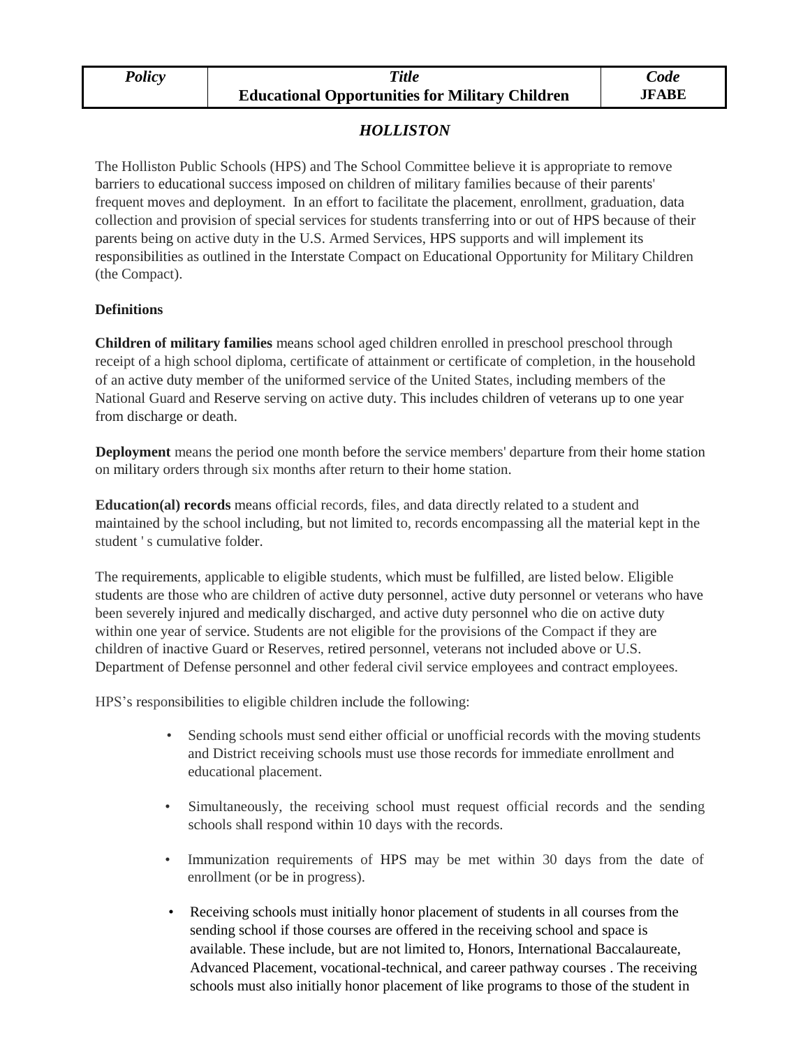| *Policy* | *Title* **Educational Opportunities for Military Children** | *Code* **JFABE** |
|---|---|---|

## *HOLLISTON*

The Holliston Public Schools (HPS) and The School Committee believe it is appropriate to remove barriers to educational success imposed on children of military families because of their parents' frequent moves and deployment. In an effort to facilitate the placement, enrollment, graduation, data collection and provision of special services for students transferring into or out of HPS because of their parents being on active duty in the U.S. Armed Services, HPS supports and will implement its responsibilities as outlined in the Interstate Compact on Educational Opportunity for Military Children (the Compact).

**Definitions**

**Children of military families** means school aged children enrolled in preschool preschool through receipt of a high school diploma, certificate of attainment or certificate of completion, in the household of an active duty member of the uniformed service of the United States, including members of the National Guard and Reserve serving on active duty. This includes children of veterans up to one year from discharge or death.

**Deployment** means the period one month before the service members' departure from their home station on military orders through six months after return to their home station.

**Education(al) records** means official records, files, and data directly related to a student and maintained by the school including, but not limited to, records encompassing all the material kept in the student ' s cumulative folder.

The requirements, applicable to eligible students, which must be fulfilled, are listed below. Eligible students are those who are children of active duty personnel, active duty personnel or veterans who have been severely injured and medically discharged, and active duty personnel who die on active duty within one year of service. Students are not eligible for the provisions of the Compact if they are children of inactive Guard or Reserves, retired personnel, veterans not included above or U.S. Department of Defense personnel and other federal civil service employees and contract employees.

HPS's responsibilities to eligible children include the following:

- Sending schools must send either official or unofficial records with the moving students and District receiving schools must use those records for immediate enrollment and educational placement.
- Simultaneously, the receiving school must request official records and the sending schools shall respond within 10 days with the records.
- Immunization requirements of HPS may be met within 30 days from the date of enrollment (or be in progress).
- Receiving schools must initially honor placement of students in all courses from the sending school if those courses are offered in the receiving school and space is available. These include, but are not limited to, Honors, International Baccalaureate, Advanced Placement, vocational-technical, and career pathway courses . The receiving schools must also initially honor placement of like programs to those of the student in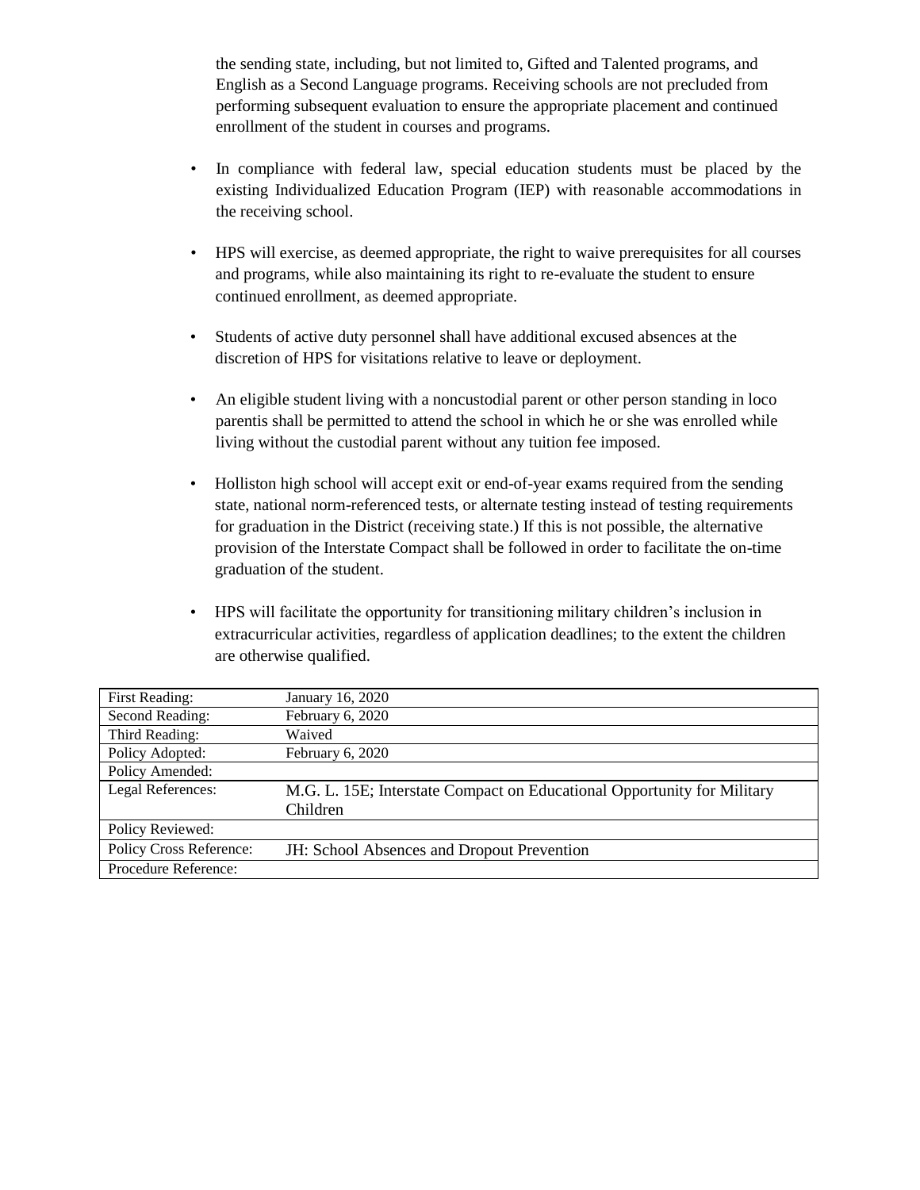the sending state, including, but not limited to, Gifted and Talented programs, and English as a Second Language programs. Receiving schools are not precluded from performing subsequent evaluation to ensure the appropriate placement and continued enrollment of the student in courses and programs.

- In compliance with federal law, special education students must be placed by the existing Individualized Education Program (IEP) with reasonable accommodations in the receiving school.

- HPS will exercise, as deemed appropriate, the right to waive prerequisites for all courses and programs, while also maintaining its right to re-evaluate the student to ensure continued enrollment, as deemed appropriate.

- Students of active duty personnel shall have additional excused absences at the discretion of HPS for visitations relative to leave or deployment.

- An eligible student living with a noncustodial parent or other person standing in loco parentis shall be permitted to attend the school in which he or she was enrolled while living without the custodial parent without any tuition fee imposed.

- Holliston high school will accept exit or end-of-year exams required from the sending state, national norm-referenced tests, or alternate testing instead of testing requirements for graduation in the District (receiving state.) If this is not possible, the alternative provision of the Interstate Compact shall be followed in order to facilitate the on-time graduation of the student.

- HPS will facilitate the opportunity for transitioning military children's inclusion in extracurricular activities, regardless of application deadlines; to the extent the children are otherwise qualified.

| | |
|---|---|
| First Reading: | January 16, 2020 |
| Second Reading: | February 6, 2020 |
| Third Reading: | Waived |
| Policy Adopted: | February 6, 2020 |
| Policy Amended: | |
| Legal References: | M.G. L. 15E; Interstate Compact on Educational Opportunity for Military Children |
| Policy Reviewed: | |
| Policy Cross Reference: | JH: School Absences and Dropout Prevention |
| Procedure Reference: | |